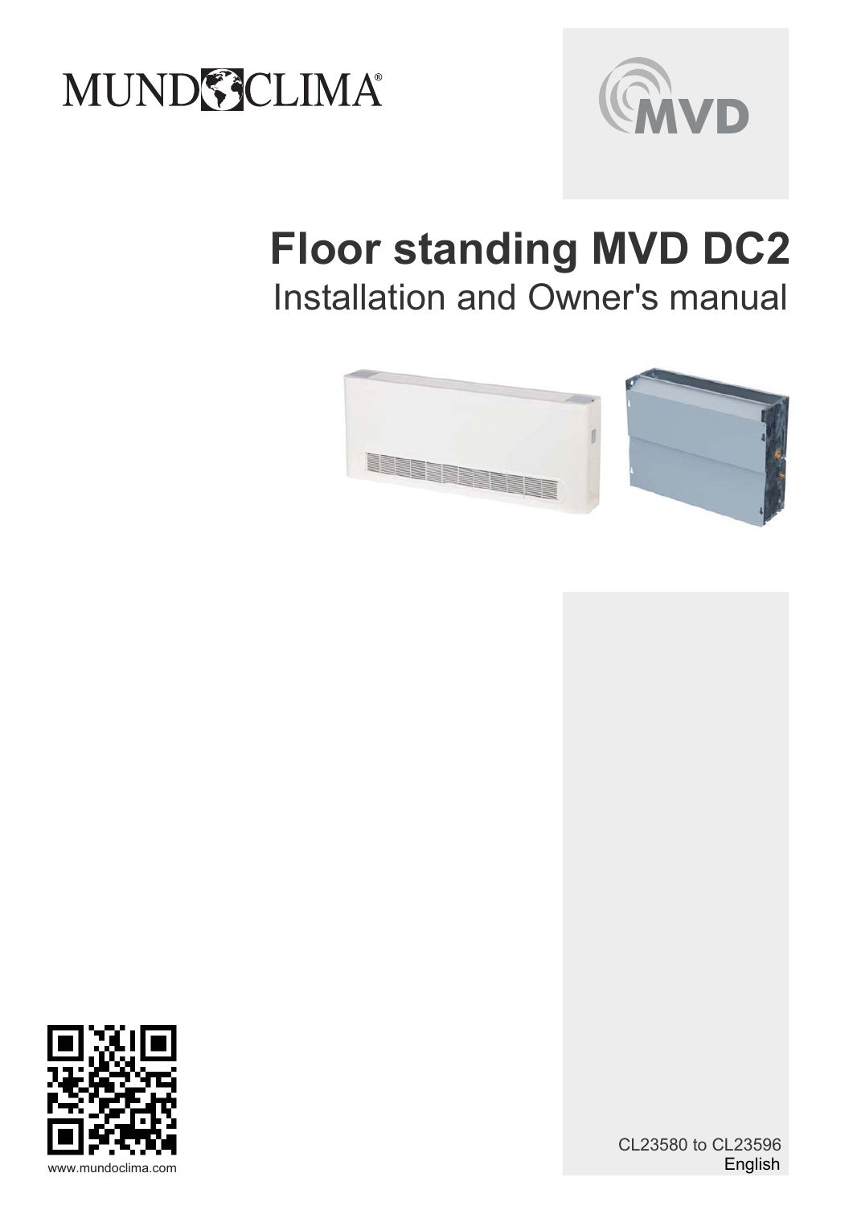MUNDOCLIMA®

MVD

# Floor standing MVD DC2

## Installation and Owner's manual

CL23580 to CL23596

English

www.mundoclima.com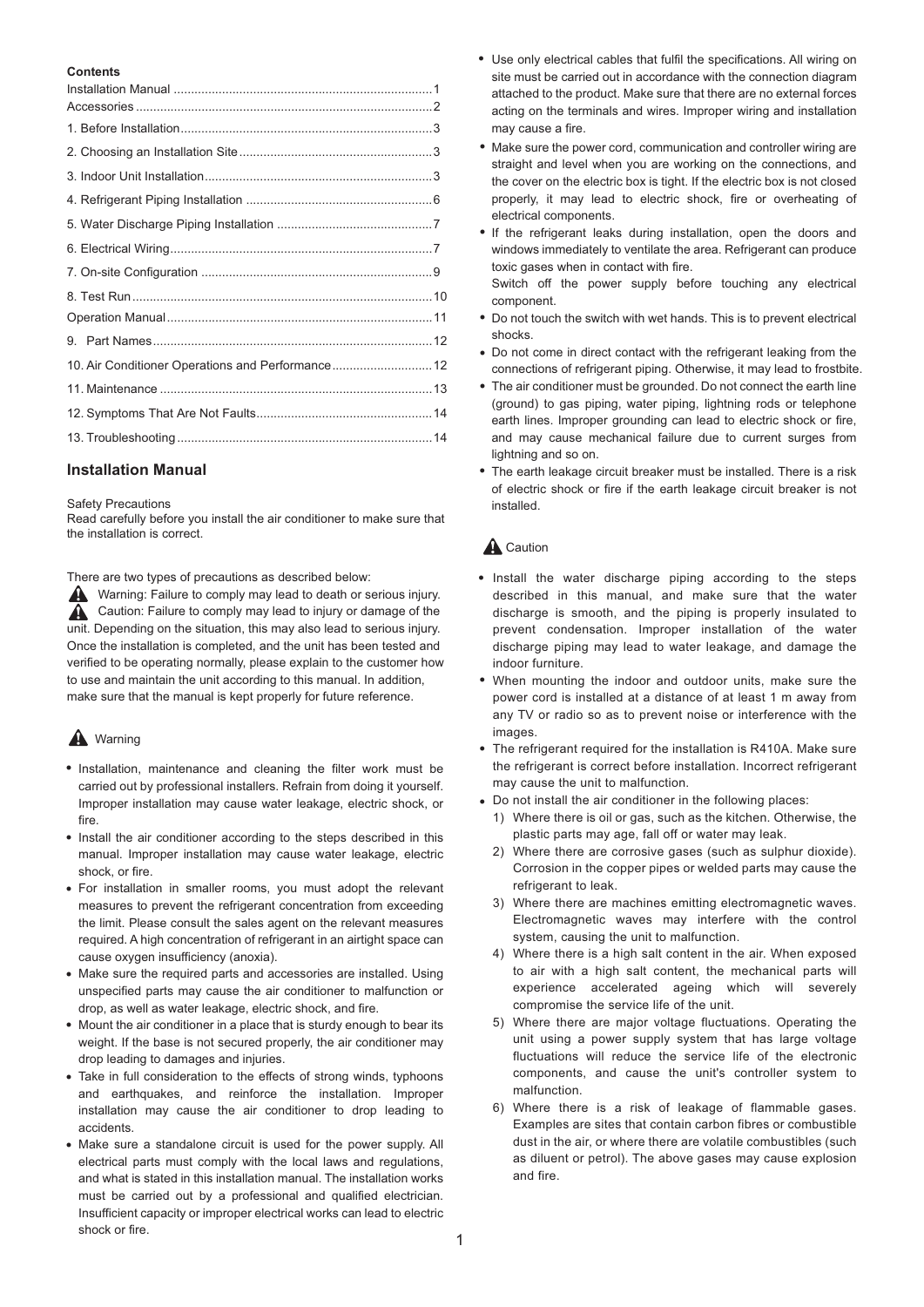**Contents**

Installation Manual ........................................................................... 1
Accessories ....................................................................................... 2
1. Before Installation ........................................................................ 3
2. Choosing an Installation Site ........................................................ 3
3. Indoor Unit Installation ................................................................. 3
4. Refrigerant Piping Installation ...................................................... 6
5. Water Discharge Piping Installation ............................................. 7
6. Electrical Wiring ............................................................................ 7
7. On-site Configuration ................................................................... 9
8. Test Run ....................................................................................... 10
Operation Manual ............................................................................. 11
9. Part Names .................................................................................. 12
10. Air Conditioner Operations and Performance ............................ 12
11. Maintenance .............................................................................. 13
12. Symptoms That Are Not Faults .................................................. 14
13. Troubleshooting ......................................................................... 14

## Installation Manual

Safety Precautions

Read carefully before you install the air conditioner to make sure that the installation is correct.

There are two types of precautions as described below:

⚠ Warning: Failure to comply may lead to death or serious injury.
⚠ Caution: Failure to comply may lead to injury or damage of the unit. Depending on the situation, this may also lead to serious injury. Once the installation is completed, and the unit has been tested and verified to be operating normally, please explain to the customer how to use and maintain the unit according to this manual. In addition, make sure that the manual is kept properly for future reference.

### ⚠ Warning

- Installation, maintenance and cleaning the filter work must be carried out by professional installers. Refrain from doing it yourself. Improper installation may cause water leakage, electric shock, or fire.
- Install the air conditioner according to the steps described in this manual. Improper installation may cause water leakage, electric shock, or fire.
- For installation in smaller rooms, you must adopt the relevant measures to prevent the refrigerant concentration from exceeding the limit. Please consult the sales agent on the relevant measures required. A high concentration of refrigerant in an airtight space can cause oxygen insufficiency (anoxia).
- Make sure the required parts and accessories are installed. Using unspecified parts may cause the air conditioner to malfunction or drop, as well as water leakage, electric shock, and fire.
- Mount the air conditioner in a place that is sturdy enough to bear its weight. If the base is not secured properly, the air conditioner may drop leading to damages and injuries.
- Take in full consideration to the effects of strong winds, typhoons and earthquakes, and reinforce the installation. Improper installation may cause the air conditioner to drop leading to accidents.
- Make sure a standalone circuit is used for the power supply. All electrical parts must comply with the local laws and regulations, and what is stated in this installation manual. The installation works must be carried out by a professional and qualified electrician. Insufficient capacity or improper electrical works can lead to electric shock or fire.
- Use only electrical cables that fulfil the specifications. All wiring on site must be carried out in accordance with the connection diagram attached to the product. Make sure that there are no external forces acting on the terminals and wires. Improper wiring and installation may cause a fire.
- Make sure the power cord, communication and controller wiring are straight and level when you are working on the connections, and the cover on the electric box is tight. If the electric box is not closed properly, it may lead to electric shock, fire or overheating of electrical components.
- If the refrigerant leaks during installation, open the doors and windows immediately to ventilate the area. Refrigerant can produce toxic gases when in contact with fire.
  Switch off the power supply before touching any electrical component.
- Do not touch the switch with wet hands. This is to prevent electrical shocks.
- Do not come in direct contact with the refrigerant leaking from the connections of refrigerant piping. Otherwise, it may lead to frostbite.
- The air conditioner must be grounded. Do not connect the earth line (ground) to gas piping, water piping, lightning rods or telephone earth lines. Improper grounding can lead to electric shock or fire, and may cause mechanical failure due to current surges from lightning and so on.
- The earth leakage circuit breaker must be installed. There is a risk of electric shock or fire if the earth leakage circuit breaker is not installed.

### ⚠ Caution

- Install the water discharge piping according to the steps described in this manual, and make sure that the water discharge, and the piping is properly insulated to prevent condensation. Improper installation of the water discharge piping may lead to water leakage, and damage the indoor furniture.
- When mounting the indoor and outdoor units, make sure the power cord is installed at a distance of at least 1 m away from any TV or radio so as to prevent noise or interference with the images.
- The refrigerant required for the installation is R410A. Make sure the refrigerant is correct before installation. Incorrect refrigerant may cause the unit to malfunction.
- Do not install the air conditioner in the following places:
  1) Where there is oil or gas, such as the kitchen. Otherwise, the plastic parts may age, fall off or water may leak.
  2) Where there are corrosive gases (such as sulphur dioxide). Corrosion in the copper pipes or welded parts may cause the refrigerant to leak.
  3) Where there are machines emitting electromagnetic waves. Electromagnetic waves may interfere with the control system, causing the unit to malfunction.
  4) Where there is a high salt content in the air. When exposed to air with a high salt content, the mechanical parts will experience accelerated ageing which will severely compromise the service life of the unit.
  5) Where there are major voltage fluctuations. Operating the unit using a power supply system that has large voltage fluctuations will reduce the service life of the electronic components, and cause the unit's controller system to malfunction.
  6) Where there is a risk of leakage of flammable gases. Examples are sites that contain carbon fibres or combustible dust in the air, or where there are volatile combustibles (such as diluent or petrol). The above gases may cause explosion and fire.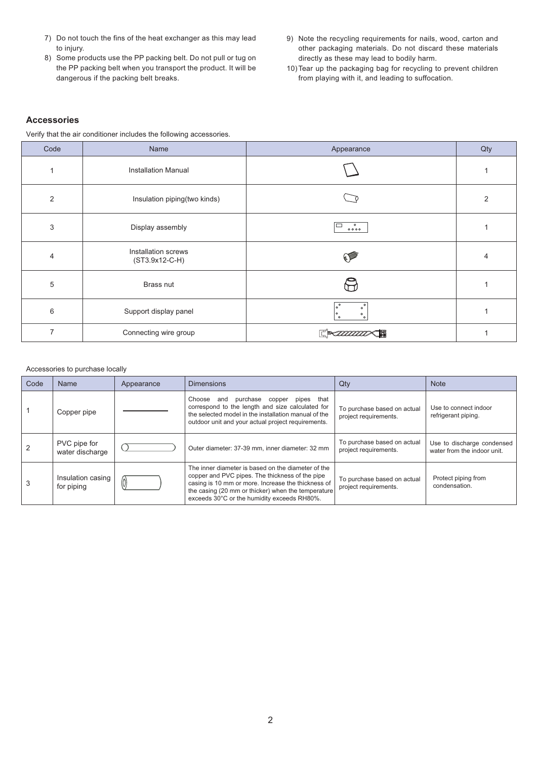7) Do not touch the fins of the heat exchanger as this may lead to injury.
8) Some products use the PP packing belt. Do not pull or tug on the PP packing belt when you transport the product. It will be dangerous if the packing belt breaks.
9) Note the recycling requirements for nails, wood, carton and other packaging materials. Do not discard these materials directly as these may lead to bodily harm.
10) Tear up the packaging bag for recycling to prevent children from playing with it, and leading to suffocation.

## Accessories

Verify that the air conditioner includes the following accessories.

| Code | Name | Appearance | Qty |
|---|---|---|---|
| 1 | Installation Manual | | 1 |
| 2 | Insulation piping(two kinds) | | 2 |
| 3 | Display assembly | | 1 |
| 4 | Installation screws (ST3.9x12-C-H) | | 4 |
| 5 | Brass nut | | 1 |
| 6 | Support display panel | | 1 |
| 7 | Connecting wire group | | 1 |

Accessories to purchase locally

| Code | Name | Appearance | Dimensions | Qty | Note |
|---|---|---|---|---|---|
| 1 | Copper pipe | | Choose and purchase copper pipes that correspond to the length and size calculated for the selected model in the installation manual of the outdoor unit and your actual project requirements. | To purchase based on actual project requirements. | Use to connect indoor refrigerant piping. |
| 2 | PVC pipe for water discharge | | Outer diameter: 37-39 mm, inner diameter: 32 mm | To purchase based on actual project requirements. | Use to discharge condensed water from the indoor unit. |
| 3 | Insulation casing for piping | | The inner diameter is based on the diameter of the copper and PVC pipes. The thickness of the pipe casing is 10 mm or more. Increase the thickness of the casing (20 mm or thicker) when the temperature exceeds 30°C or the humidity exceeds RH80%. | To purchase based on actual project requirements. | Protect piping from condensation. |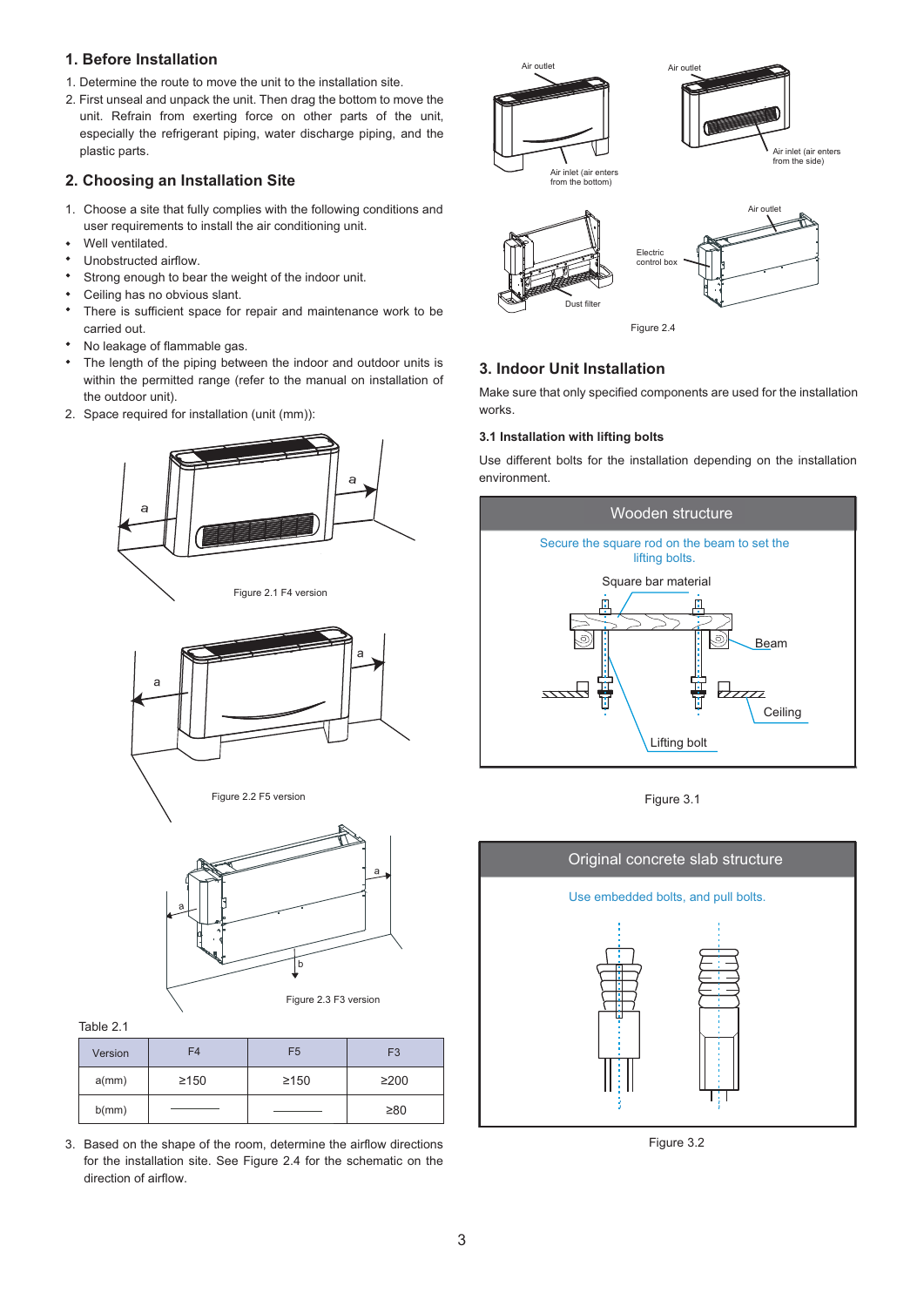## 1. Before Installation

1. Determine the route to move the unit to the installation site.
2. First unseal and unpack the unit. Then drag the bottom to move the unit. Refrain from exerting force on other parts of the unit, especially the refrigerant piping, water discharge piping, and the plastic parts.

## 2. Choosing an Installation Site

1. Choose a site that fully complies with the following conditions and user requirements to install the air conditioning unit.
   - Well ventilated.
   - Unobstructed airflow.
   - Strong enough to bear the weight of the indoor unit.
   - Ceiling has no obvious slant.
   - There is sufficient space for repair and maintenance work to be carried out.
   - No leakage of flammable gas.
   - The length of the piping between the indoor and outdoor units is within the permitted range (refer to the manual on installation of the outdoor unit).
2. Space required for installation (unit (mm)):

Figure 2.1 F4 version

Figure 2.2 F5 version

Figure 2.3 F3 version

Table 2.1

| Version | F4 | F5 | F3 |
|---|---|---|---|
| a(mm) | ≥150 | ≥150 | ≥200 |
| b(mm) | ———— | ———— | ≥80 |

3. Based on the shape of the room, determine the airflow directions for the installation site. See Figure 2.4 for the schematic on the direction of airflow.

Air outlet — Air inlet (air enters from the bottom)

Air outlet — Air inlet (air enters from the side)

Dust filter

Electric control box — Air outlet

Figure 2.4

## 3. Indoor Unit Installation

Make sure that only specified components are used for the installation works.

### 3.1 Installation with lifting bolts

Use different bolts for the installation depending on the installation environment.

**Wooden structure**

Secure the square rod on the beam to set the lifting bolts.

Square bar material — Beam — Ceiling — Lifting bolt

Figure 3.1

**Original concrete slab structure**

Use embedded bolts, and pull bolts.

Figure 3.2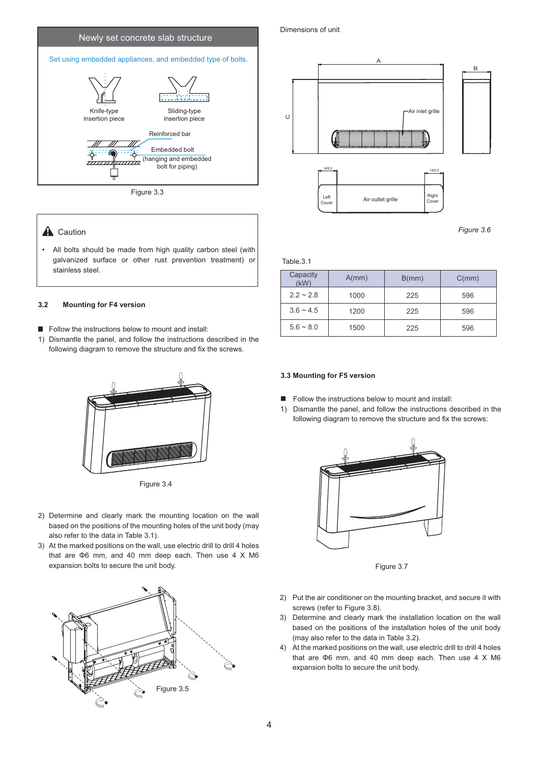## Newly set concrete slab structure

Set using embedded appliances, and embedded type of bolts.

Knife-type insertion piece

Sliding-type insertion piece

Reinforced bar

Embedded bolt (hanging and embedded bolt for piping)

Figure 3.3

> **Caution**
>
> - All bolts should be made from high quality carbon steel (with galvanized surface or other rust prevention treatment) or stainless steel.

### 3.2 Mounting for F4 version

- Follow the instructions below to mount and install:

1) Dismantle the panel, and follow the instructions described in the following diagram to remove the structure and fix the screws.

Figure 3.4

2) Determine and clearly mark the mounting location on the wall based on the positions of the mounting holes of the unit body (may also refer to the data in Table 3.1).
3) At the marked positions on the wall, use electric drill to drill 4 holes that are Φ6 mm, and 40 mm deep each. Then use 4 X M6 expansion bolts to secure the unit body.

Figure 3.5

Dimensions of unit

A

B

C

Air inlet grille

149.5

149.5

Left Cover

Air outlet grille

Right Cover

*Figure 3.6*

Table.3.1

| Capacity (kW) | A(mm) | B(mm) | C(mm) |
|---|---|---|---|
| 2.2 ~ 2.8 | 1000 | 225 | 596 |
| 3.6 ~ 4.5 | 1200 | 225 | 596 |
| 5.6 ~ 8.0 | 1500 | 225 | 596 |

### 3.3 Mounting for F5 version

- Follow the instructions below to mount and install:

1) Dismantle the panel, and follow the instructions described in the following diagram to remove the structure and fix the screws:

Figure 3.7

2) Put the air conditioner on the mounting bracket, and secure it with screws (refer to Figure 3.8).
3) Determine and clearly mark the installation location on the wall based on the positions of the installation holes of the unit body (may also refer to the data in Table 3.2).
4) At the marked positions on the wall, use electric drill to drill 4 holes that are Φ6 mm, and 40 mm deep each. Then use 4 X M6 expansion bolts to secure the unit body.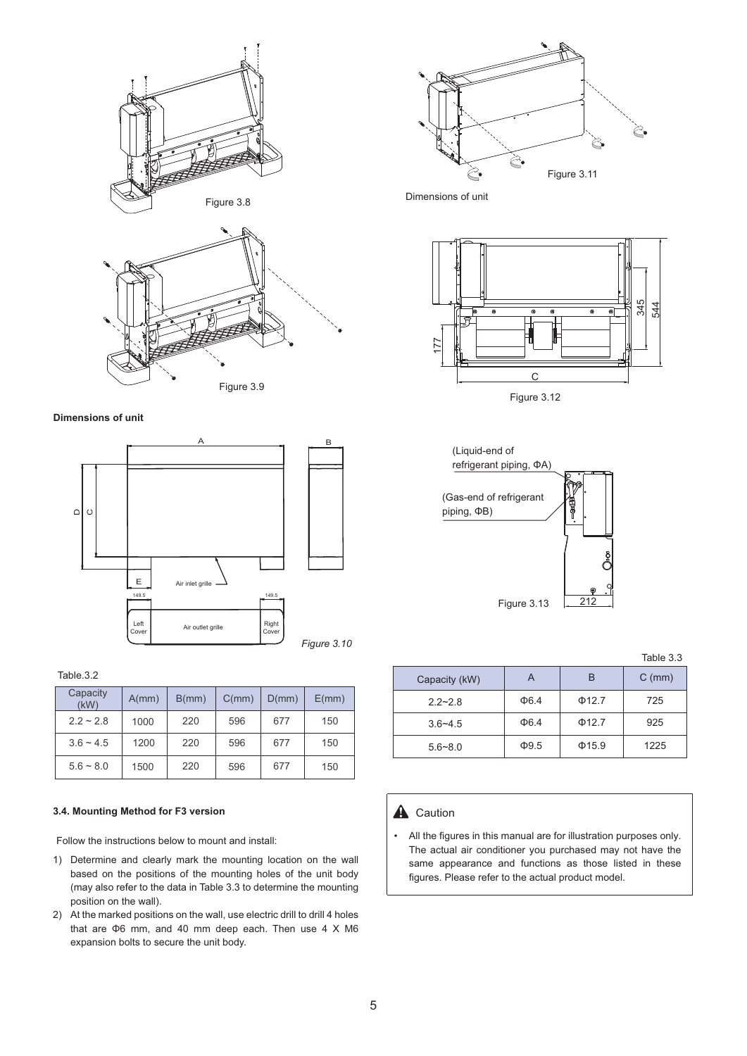Figure 3.8

Figure 3.9

**Dimensions of unit**

Figure 3.10

Table.3.2

| Capacity (kW) | A(mm) | B(mm) | C(mm) | D(mm) | E(mm) |
|---|---|---|---|---|---|
| 2.2 ~ 2.8 | 1000 | 220 | 596 | 677 | 150 |
| 3.6 ~ 4.5 | 1200 | 220 | 596 | 677 | 150 |
| 5.6 ~ 8.0 | 1500 | 220 | 596 | 677 | 150 |

### 3.4. Mounting Method for F3 version

Follow the instructions below to mount and install:

1) Determine and clearly mark the mounting location on the wall based on the positions of the mounting holes of the unit body (may also refer to the data in Table 3.3 to determine the mounting position on the wall).
2) At the marked positions on the wall, use electric drill to drill 4 holes that are Φ6 mm, and 40 mm deep each. Then use 4 X M6 expansion bolts to secure the unit body.

Figure 3.11

Dimensions of unit

Figure 3.12

Figure 3.13

Table 3.3

| Capacity (kW) | A | B | C (mm) |
|---|---|---|---|
| 2.2~2.8 | Φ6.4 | Φ12.7 | 725 |
| 3.6~4.5 | Φ6.4 | Φ12.7 | 925 |
| 5.6~8.0 | Φ9.5 | Φ15.9 | 1225 |

**Caution**

- All the figures in this manual are for illustration purposes only. The actual air conditioner you purchased may not have the same appearance and functions as those listed in these figures. Please refer to the actual product model.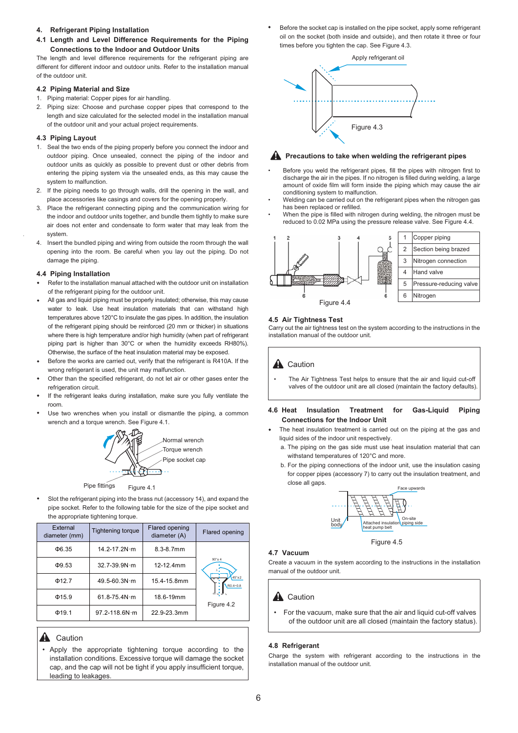## 4. Refrigerant Piping Installation

### 4.1 Length and Level Difference Requirements for the Piping Connections to the Indoor and Outdoor Units

The length and level difference requirements for the refrigerant piping are different for different indoor and outdoor units. Refer to the installation manual of the outdoor unit.

### 4.2 Piping Material and Size

1. Piping material: Copper pipes for air handling.
2. Piping size: Choose and purchase copper pipes that correspond to the length and size calculated for the selected model in the installation manual of the outdoor unit and your actual project requirements.

### 4.3 Piping Layout

1. Seal the two ends of the piping properly before you connect the indoor and outdoor piping. Once unsealed, connect the piping of the indoor and outdoor units as quickly as possible to prevent dust or other debris from entering the piping system via the unsealed ends, as this may cause the system to malfunction.
2. If the piping needs to go through walls, drill the opening in the wall, and place accessories like casings and covers for the opening properly.
3. Place the refrigerant connecting piping and the communication wiring for the indoor and outdoor units together, and bundle them tightly to make sure air does not enter and condensate to form water that may leak from the system.
4. Insert the bundled piping and wiring from outside the room through the wall opening into the room. Be careful when you lay out the piping. Do not damage the piping.

### 4.4 Piping Installation

- Refer to the installation manual attached with the outdoor unit on installation of the refrigerant piping for the outdoor unit.
- All gas and liquid piping must be properly insulated; otherwise, this may cause water to leak. Use heat insulation materials that can withstand high temperatures above 120°C to insulate the gas pipes. In addition, the insulation of the refrigerant piping should be reinforced (20 mm or thicker) in situations where there is high temperature and/or high humidity (when part of refrigerant piping part is higher than 30°C or when the humidity exceeds RH80%). Otherwise, the surface of the heat insulation material may be exposed.
- Before the works are carried out, verify that the refrigerant is R410A. If the wrong refrigerant is used, the unit may malfunction.
- Other than the specified refrigerant, do not let air or other gases enter the refrigeration circuit.
- If the refrigerant leaks during installation, make sure you fully ventilate the room.
- Use two wrenches when you install or dismantle the piping, a common wrench and a torque wrench. See Figure 4.1.

Normal wrench
Torque wrench
Pipe socket cap
Pipe fittings

Figure 4.1

- Slot the refrigerant piping into the brass nut (accessory 14), and expand the pipe socket. Refer to the following table for the size of the pipe socket and the appropriate tightening torque.

| External diameter (mm) | Tightening torque | Flared opening diameter (A) | Flared opening |
|---|---|---|---|
| Φ6.35 | 14.2-17.2N·m | 8.3-8.7mm | |
| Φ9.53 | 32.7-39.9N·m | 12-12.4mm | |
| Φ12.7 | 49.5-60.3N·m | 15.4-15.8mm | |
| Φ15.9 | 61.8-75.4N·m | 18.6-19mm | Figure 4.2 |
| Φ19.1 | 97.2-118.6N·m | 22.9-23.3mm | |

**Caution**

- Apply the appropriate tightening torque according to the installation conditions. Excessive torque will damage the socket cap, and the cap will not be tight if you apply insufficient torque, leading to leakages.

- Before the socket cap is installed on the pipe socket, apply some refrigerant oil on the socket (both inside and outside), and then rotate it three or four times before you tighten the cap. See Figure 4.3.

Apply refrigerant oil

Figure 4.3

**Precautions to take when welding the refrigerant pipes**

- Before you weld the refrigerant pipes, fill the pipes with nitrogen first to discharge the air in the pipes. If no nitrogen is filled during welding, a large amount of oxide film will form inside the piping which may cause the air conditioning system to malfunction.
- Welding can be carried out on the refrigerant pipes when the nitrogen gas has been replaced or refilled.
- When the pipe is filled with nitrogen during welding, the nitrogen must be reduced to 0.02 MPa using the pressure release valve. See Figure 4.4.

| | |
|---|---|
| 1 | Copper piping |
| 2 | Section being brazed |
| 3 | Nitrogen connection |
| 4 | Hand valve |
| 5 | Pressure-reducing valve |
| 6 | Nitrogen |

Figure 4.4

### 4.5 Air Tightness Test

Carry out the air tightness test on the system according to the instructions in the installation manual of the outdoor unit.

**Caution**

- The Air Tightness Test helps to ensure that the air and liquid cut-off valves of the outdoor unit are all closed (maintain the factory defaults).

### 4.6 Heat Insulation Treatment for Gas-Liquid Piping Connections for the Indoor Unit

- The heat insulation treatment is carried out on the piping at the gas and liquid sides of the indoor unit respectively.
  a. The piping on the gas side must use heat insulation material that can withstand temperatures of 120°C and more.
  b. For the piping connections of the indoor unit, use the insulation casing for copper pipes (accessory 7) to carry out the insulation treatment, and close all gaps.

Face upwards
Unit body
Attached insulation heat pump belt
On-site piping side

Figure 4.5

### 4.7 Vacuum

Create a vacuum in the system according to the instructions in the installation manual of the outdoor unit.

**Caution**

- For the vacuum, make sure that the air and liquid cut-off valves of the outdoor unit are all closed (maintain the factory status).

### 4.8 Refrigerant

Charge the system with refrigerant according to the instructions in the installation manual of the outdoor unit.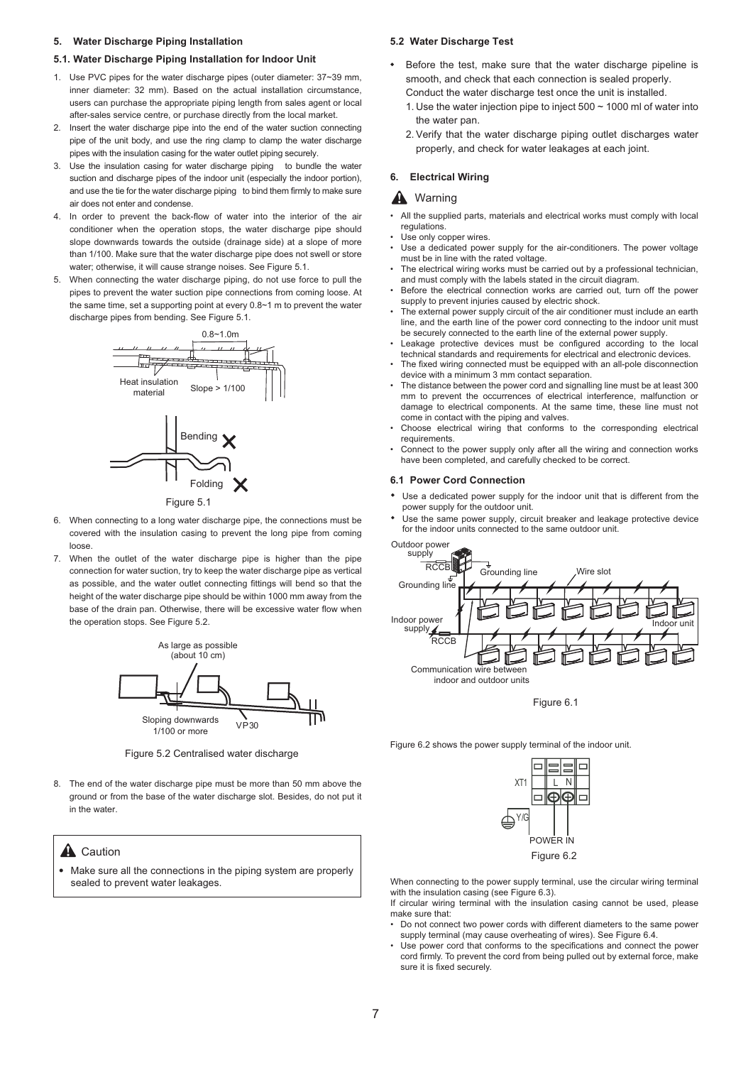## 5. Water Discharge Piping Installation

### 5.1. Water Discharge Piping Installation for Indoor Unit

1. Use PVC pipes for the water discharge pipes (outer diameter: 37~39 mm, inner diameter: 32 mm). Based on the actual installation circumstance, users can purchase the appropriate piping length from sales agent or local after-sales service centre, or purchase directly from the local market.
2. Insert the water discharge pipe into the end of the water suction connecting pipe of the unit body, and use the ring clamp to clamp the water discharge pipes with the insulation casing for the water outlet piping securely.
3. Use the insulation casing for water discharge piping to bundle the water suction and discharge pipes of the indoor unit (especially the indoor portion), and use the tie for the water discharge piping to bind them firmly to make sure air does not enter and condense.
4. In order to prevent the back-flow of water into the interior of the air conditioner when the operation stops, the water discharge pipe should slope downwards towards the outside (drainage side) at a slope of more than 1/100. Make sure that the water discharge pipe does not swell or store water; otherwise, it will cause strange noises. See Figure 5.1.
5. When connecting the water discharge piping, do not use force to pull the pipes to prevent the water suction pipe connections from coming loose. At the same time, set a supporting point at every 0.8~1 m to prevent the water discharge pipes from bending. See Figure 5.1.

0.8~1.0m
Heat insulation material
Slope > 1/100
Bending ✕
Folding ✕

Figure 5.1

6. When connecting to a long water discharge pipe, the connections must be covered with the insulation casing to prevent the long pipe from coming loose.
7. When the outlet of the water discharge pipe is higher than the pipe connection for water suction, try to keep the water discharge pipe as vertical as possible, and the water outlet connecting fittings will bend so that the height of the water discharge pipe should be within 1000 mm away from the base of the drain pan. Otherwise, there will be excessive water flow when the operation stops. See Figure 5.2.

As large as possible (about 10 cm)
Sloping downwards 1/100 or more
VP30

Figure 5.2 Centralised water discharge

8. The end of the water discharge pipe must be more than 50 mm above the ground or from the base of the water discharge slot. Besides, do not put it in the water.

> **⚠ Caution**
>
> - Make sure all the connections in the piping system are properly sealed to prevent water leakages.

### 5.2 Water Discharge Test

- Before the test, make sure that the water discharge pipeline is smooth, and check that each connection is sealed properly. Conduct the water discharge test once the unit is installed.
  1. Use the water injection pipe to inject 500 ~ 1000 ml of water into the water pan.
  2. Verify that the water discharge piping outlet discharges water properly, and check for water leakages at each joint.

## 6. Electrical Wiring

**⚠ Warning**

- All the supplied parts, materials and electrical works must comply with local regulations.
- Use only copper wires.
- Use a dedicated power supply for the air-conditioners. The power voltage must be in line with the rated voltage.
- The electrical wiring works must be carried out by a professional technician, and must comply with the labels stated in the circuit diagram.
- Before the electrical connection works are carried out, turn off the power supply to prevent injuries caused by electric shock.
- The external power supply circuit of the air conditioner must include an earth line, and the earth line of the power cord connecting to the indoor unit must be securely connected to the earth line of the external power supply.
- Leakage protective devices must be configured according to the local technical standards and requirements for electrical and electronic devices.
- The fixed wiring connected must be equipped with an all-pole disconnection device with a minimum 3 mm contact separation.
- The distance between the power cord and signalling line must be at least 300 mm to prevent the occurrences of electrical interference, malfunction or damage to electrical components. At the same time, these line must not come in contact with the piping and valves.
- Choose electrical wiring that conforms to the corresponding electrical requirements.
- Connect to the power supply only after all the wiring and connection works have been completed, and carefully checked to be correct.

### 6.1 Power Cord Connection

- Use a dedicated power supply for the indoor unit that is different from the power supply for the outdoor unit.
- Use the same power supply, circuit breaker and leakage protective device for the indoor units connected to the same outdoor unit.

Outdoor power supply
RCCB
Grounding line
Wire slot
Grounding line
Indoor power supply
RCCB
Indoor unit
Communication wire between indoor and outdoor units

Figure 6.1

Figure 6.2 shows the power supply terminal of the indoor unit.

XT1
L N
Y/G
POWER IN

Figure 6.2

When connecting to the power supply terminal, use the circular wiring terminal with the insulation casing (see Figure 6.3).

If circular wiring terminal with the insulation casing cannot be used, please make sure that:

- Do not connect two power cords with different diameters to the same power supply terminal (may cause overheating of wires). See Figure 6.4.
- Use power cord that conforms to the specifications and connect the power cord firmly. To prevent the cord from being pulled out by external force, make sure it is fixed securely.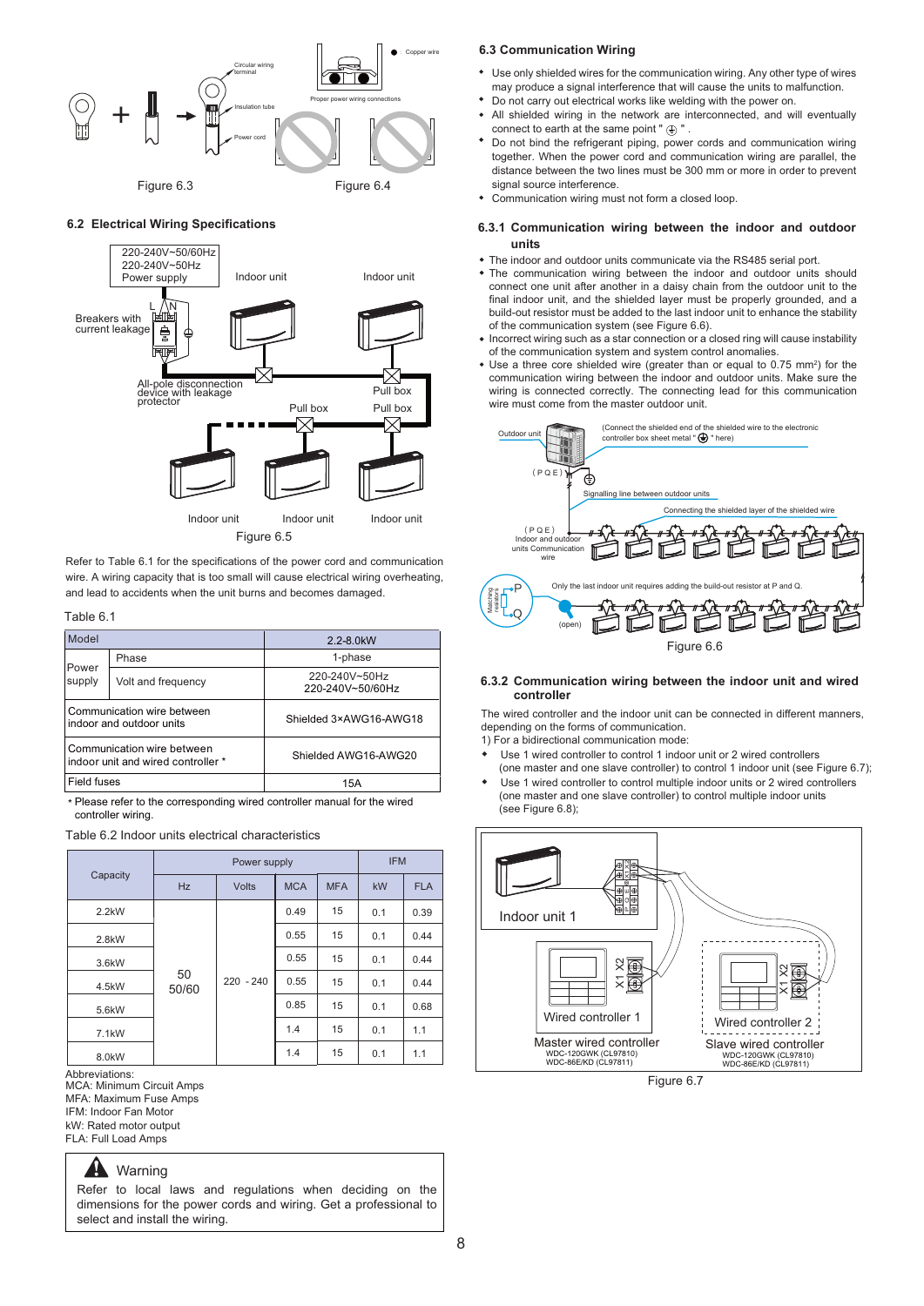Figure 6.3

Figure 6.4

## 6.2 Electrical Wiring Specifications

Figure 6.5

Refer to Table 6.1 for the specifications of the power cord and communication wire. A wiring capacity that is too small will cause electrical wiring overheating, and lead to accidents when the unit burns and becomes damaged.

Table 6.1

| Model | | 2.2-8.0kW |
|---|---|---|
| Power supply | Phase | 1-phase |
| | Volt and frequency | 220-240V~50Hz 220-240V~50/60Hz |
| Communication wire between indoor and outdoor units | | Shielded 3×AWG16-AWG18 |
| Communication wire between indoor unit and wired controller * | | Shielded AWG16-AWG20 |
| Field fuses | | 15A |

* Please refer to the corresponding wired controller manual for the wired controller wiring.

Table 6.2 Indoor units electrical characteristics

| Capacity | Power supply | | | | IFM | |
|---|---|---|---|---|---|---|
| | Hz | Volts | MCA | MFA | kW | FLA |
| 2.2kW | 50 50/60 | 220 - 240 | 0.49 | 15 | 0.1 | 0.39 |
| 2.8kW | | | 0.55 | 15 | 0.1 | 0.44 |
| 3.6kW | | | 0.55 | 15 | 0.1 | 0.44 |
| 4.5kW | | | 0.55 | 15 | 0.1 | 0.44 |
| 5.6kW | | | 0.85 | 15 | 0.1 | 0.68 |
| 7.1kW | | | 1.4 | 15 | 0.1 | 1.1 |
| 8.0kW | | | 1.4 | 15 | 0.1 | 1.1 |

Abbreviations:
MCA: Minimum Circuit Amps
MFA: Maximum Fuse Amps
IFM: Indoor Fan Motor
kW: Rated motor output
FLA: Full Load Amps

**Warning**

Refer to local laws and regulations when deciding on the dimensions for the power cords and wiring. Get a professional to select and install the wiring.

## 6.3 Communication Wiring

- Use only shielded wires for the communication wiring. Any other type of wires may produce a signal interference that will cause the units to malfunction.
- Do not carry out electrical works like welding with the power on.
- All shielded wiring in the network are interconnected, and will eventually connect to earth at the same point " ⏚ ".
- Do not bind the refrigerant piping, power cords and communication wiring together. When the power cord and communication wiring are parallel, the distance between the two lines must be 300 mm or more in order to prevent signal source interference.
- Communication wiring must not form a closed loop.

### 6.3.1 Communication wiring between the indoor and outdoor units

- The indoor and outdoor units communicate via the RS485 serial port.
- The communication wiring between the indoor and outdoor units should connect one unit after another in a daisy chain from the outdoor unit to the final indoor unit, and the shielded layer must be properly grounded, and a build-out resistor must be added to the last indoor unit to enhance the stability of the communication system (see Figure 6.6).
- Incorrect wiring such as a star connection or a closed ring will cause instability of the communication system and system control anomalies.
- Use a three core shielded wire (greater than or equal to 0.75 mm²) for the communication wiring between the indoor and outdoor units. Make sure the wiring is connected correctly. The connecting lead for this communication wire must come from the master outdoor unit.

Figure 6.6

### 6.3.2 Communication wiring between the indoor unit and wired controller

The wired controller and the indoor unit can be connected in different manners, depending on the forms of communication.

1) For a bidirectional communication mode:

- Use 1 wired controller to control 1 indoor unit or 2 wired controllers (one master and one slave controller) to control 1 indoor unit (see Figure 6.7);
- Use 1 wired controller to control multiple indoor units or 2 wired controllers (one master and one slave controller) to control multiple indoor units (see Figure 6.8);

Figure 6.7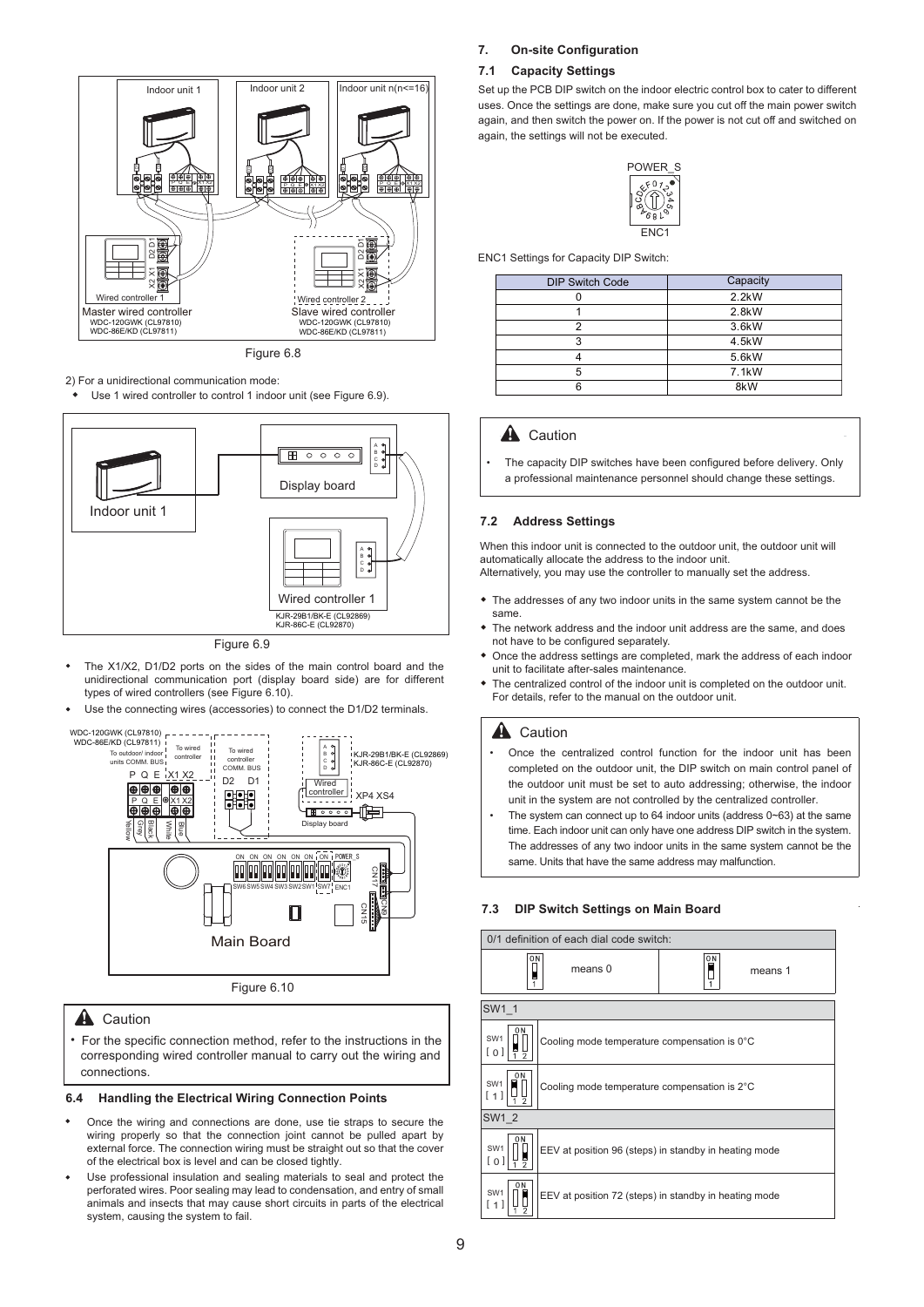Figure 6.8

2) For a unidirectional communication mode:

- Use 1 wired controller to control 1 indoor unit (see Figure 6.9).

Figure 6.9

- The X1/X2, D1/D2 ports on the sides of the main control board and the unidirectional communication port (display board side) are for different types of wired controllers (see Figure 6.10).
- Use the connecting wires (accessories) to connect the D1/D2 terminals.

Figure 6.10

> **Caution**
>
> • For the specific connection method, refer to the instructions in the corresponding wired controller manual to carry out the wiring and connections.

### 6.4 Handling the Electrical Wiring Connection Points

- Once the wiring and connections are done, use tie straps to secure the wiring properly so that the connection joint cannot be pulled apart by external force. The connection wiring must be straight out so that the cover of the electrical box is level and can be closed tightly.
- Use professional insulation and sealing materials to seal and protect the perforated wires. Poor sealing may lead to condensation, and entry of small animals and insects that may cause short circuits in parts of the electrical system, causing the system to fail.

## 7. On-site Configuration

### 7.1 Capacity Settings

Set up the PCB DIP switch on the indoor electric control box to cater to different uses. Once the settings are done, make sure you cut off the main power switch again, and then switch the power on. If the power is not cut off and switched on again, the settings will not be executed.

ENC1 Settings for Capacity DIP Switch:

| DIP Switch Code | Capacity |
|---|---|
| 0 | 2.2kW |
| 1 | 2.8kW |
| 2 | 3.6kW |
| 3 | 4.5kW |
| 4 | 5.6kW |
| 5 | 7.1kW |
| 6 | 8kW |

> **Caution**
>
> • The capacity DIP switches have been configured before delivery. Only a professional maintenance personnel should change these settings.

### 7.2 Address Settings

When this indoor unit is connected to the outdoor unit, the outdoor unit will automatically allocate the address to the indoor unit.
Alternatively, you may use the controller to manually set the address.

- The addresses of any two indoor units in the same system cannot be the same.
- The network address and the indoor unit address are the same, and does not have to be configured separately.
- Once the address settings are completed, mark the address of each indoor unit to facilitate after-sales maintenance.
- The centralized control of the indoor unit is completed on the outdoor unit. For details, refer to the manual on the outdoor unit.

> **Caution**
>
> • Once the centralized control function for the indoor unit has been completed on the outdoor unit, the DIP switch on main control panel of the outdoor unit must be set to auto addressing; otherwise, the indoor unit in the system are not controlled by the centralized controller.
>
> • The system can connect up to 64 indoor units (address 0~63) at the same time. Each indoor unit can only have one address DIP switch in the system. The addresses of any two indoor units in the same system cannot be the same. Units that have the same address may malfunction.

### 7.3 DIP Switch Settings on Main Board

0/1 definition of each dial code switch: means 0 / means 1

| Setting | Description |
|---|---|
| **SW1_1** | |
| SW1 [ 0 ] | Cooling mode temperature compensation is 0°C |
| SW1 [ 1 ] | Cooling mode temperature compensation is 2°C |
| **SW1_2** | |
| SW1 [ 0 ] | EEV at position 96 (steps) in standby in heating mode |
| SW1 [ 1 ] | EEV at position 72 (steps) in standby in heating mode |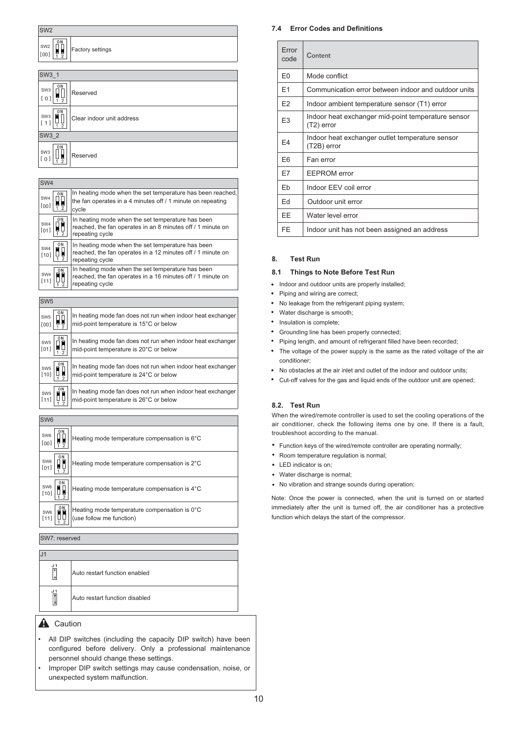| SW2 | |
|---|---|
| SW2 [00] | Factory settings |

| SW3_1 | |
|---|---|
| SW3 [ 0 ] | Reserved |
| SW3 [ 1 ] | Clear indoor unit address |
| SW3_2 | |
| SW3 [ 0 ] | Reserved |

| SW4 | |
|---|---|
| SW4 [00] | In heating mode when the set temperature has been reached, the fan operates in a 4 minutes off / 1 minute on repeating cycle |
| SW4 [01] | In heating mode when the set temperature has been reached, the fan operates in an 8 minutes off / 1 minute on repeating cycle |
| SW4 [10] | In heating mode when the set temperature has been reached, the fan operates in a 12 minutes off / 1 minute on repeating cycle |
| SW4 [11] | In heating mode when the set temperature has been reached, the fan operates in a 16 minutes off / 1 minute on repeating cycle |

| SW5 | |
|---|---|
| SW5 [00] | In heating mode fan does not run when indoor heat exchanger mid-point temperature is 15°C or below |
| SW5 [01] | In heating mode fan does not run when indoor heat exchanger mid-point temperature is 20°C or below |
| SW5 [10] | In heating mode fan does not run when indoor heat exchanger mid-point temperature is 24°C or below |
| SW5 [11] | In heating mode fan does not run when indoor heat exchanger mid-point temperature is 26°C or below |

| SW6 | |
|---|---|
| SW6 [00] | Heating mode temperature compensation is 6°C |
| SW6 [01] | Heating mode temperature compensation is 2°C |
| SW6 [10] | Heating mode temperature compensation is 4°C |
| SW6 [11] | Heating mode temperature compensation is 0°C (use follow me function) |

SW7: reserved

| J1 | |
|---|---|
| J1 | Auto restart function enabled |
| J1 | Auto restart function disabled |

**Caution**

- All DIP switches (including the capacity DIP switch) have been configured before delivery. Only a professional maintenance personnel should change these settings.
- Improper DIP switch settings may cause condensation, noise, or unexpected system malfunction.

### 7.4 Error Codes and Definitions

| Error code | Content |
|---|---|
| E0 | Mode conflict |
| E1 | Communication error between indoor and outdoor units |
| E2 | Indoor ambient temperature sensor (T1) error |
| E3 | Indoor heat exchanger mid-point temperature sensor (T2) error |
| E4 | Indoor heat exchanger outlet temperature sensor (T2B) error |
| E6 | Fan error |
| E7 | EEPROM error |
| Eb | Indoor EEV coil error |
| Ed | Outdoor unit error |
| EE | Water level error |
| FE | Indoor unit has not been assigned an address |

## 8. Test Run

### 8.1 Things to Note Before Test Run

- Indoor and outdoor units are properly installed;
- Piping and wiring are correct;
- No leakage from the refrigerant piping system;
- Water discharge is smooth;
- Insulation is complete;
- Grounding line has been properly connected;
- Piping length, and amount of refrigerant filled have been recorded;
- The voltage of the power supply is the same as the rated voltage of the air conditioner;
- No obstacles at the air inlet and outlet of the indoor and outdoor units;
- Cut-off valves for the gas and liquid ends of the outdoor unit are opened;

### 8.2. Test Run

When the wired/remote controller is used to set the cooling operations of the air conditioner, check the following items one by one. If there is a fault, troubleshoot according to the manual.

- Function keys of the wired/remote controller are operating normally;
- Room temperature regulation is normal;
- LED indicator is on;
- Water discharge is normal;
- No vibration and strange sounds during operation;

Note: Once the power is connected, when the unit is turned on or started immediately after the unit is turned off, the air conditioner has a protective function which delays the start of the compressor.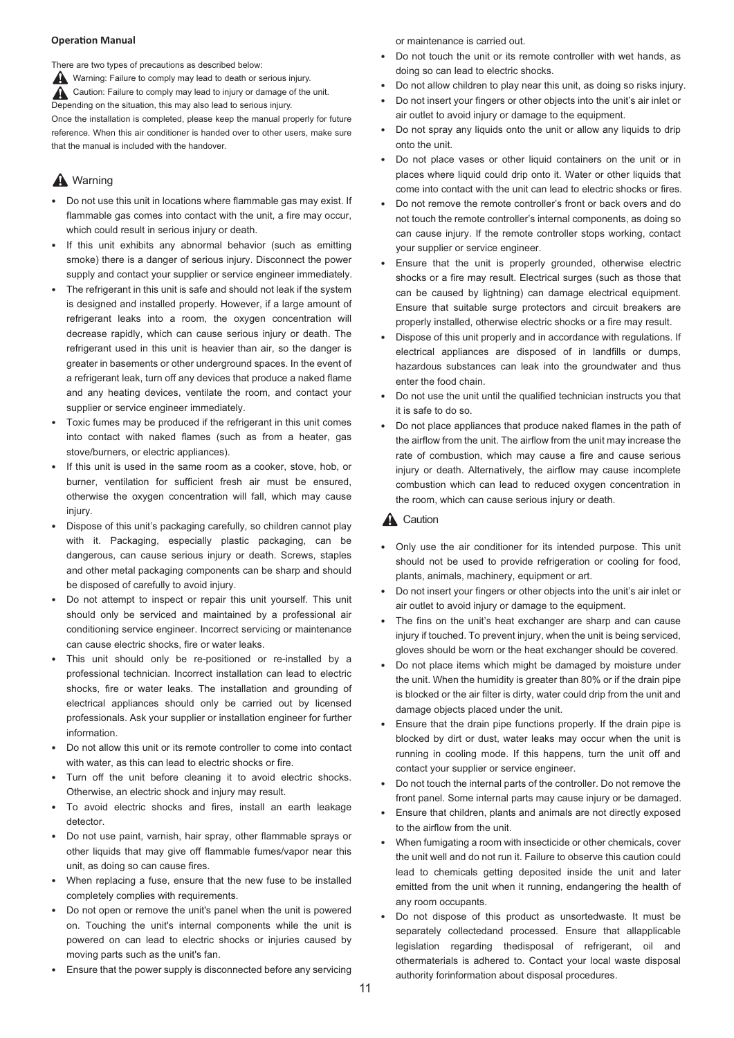**Operation Manual**

There are two types of precautions as described below:

⚠ Warning: Failure to comply may lead to death or serious injury.

⚠ Caution: Failure to comply may lead to injury or damage of the unit. Depending on the situation, this may also lead to serious injury.

Once the installation is completed, please keep the manual properly for future reference. When this air conditioner is handed over to other users, make sure that the manual is included with the handover.

## ⚠ Warning

- Do not use this unit in locations where flammable gas may exist. If flammable gas comes into contact with the unit, a fire may occur, which could result in serious injury or death.
- If this unit exhibits any abnormal behavior (such as emitting smoke) there is a danger of serious injury. Disconnect the power supply and contact your supplier or service engineer immediately.
- The refrigerant in this unit is safe and should not leak if the system is designed and installed properly. However, if a large amount of refrigerant leaks into a room, the oxygen concentration will decrease rapidly, which can cause serious injury or death. The refrigerant used in this unit is heavier than air, so the danger is greater in basements or other underground spaces. In the event of a refrigerant leak, turn off any devices that produce a naked flame and any heating devices, ventilate the room, and contact your supplier or service engineer immediately.
- Toxic fumes may be produced if the refrigerant in this unit comes into contact with naked flames (such as from a heater, gas stove/burners, or electric appliances).
- If this unit is used in the same room as a cooker, stove, hob, or burner, ventilation for sufficient fresh air must be ensured, otherwise the oxygen concentration will fall, which may cause injury.
- Dispose of this unit's packaging carefully, so children cannot play with it. Packaging, especially plastic packaging, can be dangerous, can cause serious injury or death. Screws, staples and other metal packaging components can be sharp and should be disposed of carefully to avoid injury.
- Do not attempt to inspect or repair this unit yourself. This unit should only be serviced and maintained by a professional air conditioning service engineer. Incorrect servicing or maintenance can cause electric shocks, fire or water leaks.
- This unit should only be re-positioned or re-installed by a professional technician. Incorrect installation can lead to electric shocks, fire or water leaks. The installation and grounding of electrical appliances should only be carried out by licensed professionals. Ask your supplier or installation engineer for further information.
- Do not allow this unit or its remote controller to come into contact with water, as this can lead to electric shocks or fire.
- Turn off the unit before cleaning it to avoid electric shocks. Otherwise, an electric shock and injury may result.
- To avoid electric shocks and fires, install an earth leakage detector.
- Do not use paint, varnish, hair spray, other flammable sprays or other liquids that may give off flammable fumes/vapor near this unit, as doing so can cause fires.
- When replacing a fuse, ensure that the new fuse to be installed completely complies with requirements.
- Do not open or remove the unit's panel when the unit is powered on. Touching the unit's internal components while the unit is powered on can lead to electric shocks or injuries caused by moving parts such as the unit's fan.
- Ensure that the power supply is disconnected before any servicing or maintenance is carried out.
- Do not touch the unit or its remote controller with wet hands, as doing so can lead to electric shocks.
- Do not allow children to play near this unit, as doing so risks injury.
- Do not insert your fingers or other objects into the unit's air inlet or air outlet to avoid injury or damage to the equipment.
- Do not spray any liquids onto the unit or allow any liquids to drip onto the unit.
- Do not place vases or other liquid containers on the unit or in places where liquid could drip onto it. Water or other liquids that come into contact with the unit can lead to electric shocks or fires.
- Do not remove the remote controller's front or back overs and do not touch the remote controller's internal components, as doing so can cause injury. If the remote controller stops working, contact your supplier or service engineer.
- Ensure that the unit is properly grounded, otherwise electric shocks or a fire may result. Electrical surges (such as those that can be caused by lightning) can damage electrical equipment. Ensure that suitable surge protectors and circuit breakers are properly installed, otherwise electric shocks or a fire may result.
- Dispose of this unit properly and in accordance with regulations. If electrical appliances are disposed of in landfills or dumps, hazardous substances can leak into the groundwater and thus enter the food chain.
- Do not use the unit until the qualified technician instructs you that it is safe to do so.
- Do not place appliances that produce naked flames in the path of the airflow from the unit. The airflow from the unit may increase the rate of combustion, which may cause a fire and cause serious injury or death. Alternatively, the airflow may cause incomplete combustion which can lead to reduced oxygen concentration in the room, which can cause serious injury or death.

## ⚠ Caution

- Only use the air conditioner for its intended purpose. This unit should not be used to provide refrigeration or cooling for food, plants, animals, machinery, equipment or art.
- Do not insert your fingers or other objects into the unit's air inlet or air outlet to avoid injury or damage to the equipment.
- The fins on the unit's heat exchanger are sharp and can cause injury if touched. To prevent injury, when the unit is being serviced, gloves should be worn or the heat exchanger should be covered.
- Do not place items which might be damaged by moisture under the unit. When the humidity is greater than 80% or if the drain pipe is blocked or the air filter is dirty, water could drip from the unit and damage objects placed under the unit.
- Ensure that the drain pipe functions properly. If the drain pipe is blocked by dirt or dust, water leaks may occur when the unit is running in cooling mode. If this happens, turn the unit off and contact your supplier or service engineer.
- Do not touch the internal parts of the controller. Do not remove the front panel. Some internal parts may cause injury or be damaged.
- Ensure that children, plants and animals are not directly exposed to the airflow from the unit.
- When fumigating a room with insecticide or other chemicals, cover the unit well and do not run it. Failure to observe this caution could lead to chemicals getting deposited inside the unit and later emitted from the unit when it running, endangering the health of any room occupants.
- Do not dispose of this product as unsortedwaste. It must be separately collectedand processed. Ensure that allapplicable legislation regarding thedisposal of refrigerant, oil and othermaterials is adhered to. Contact your local waste disposal authority forinformation about disposal procedures.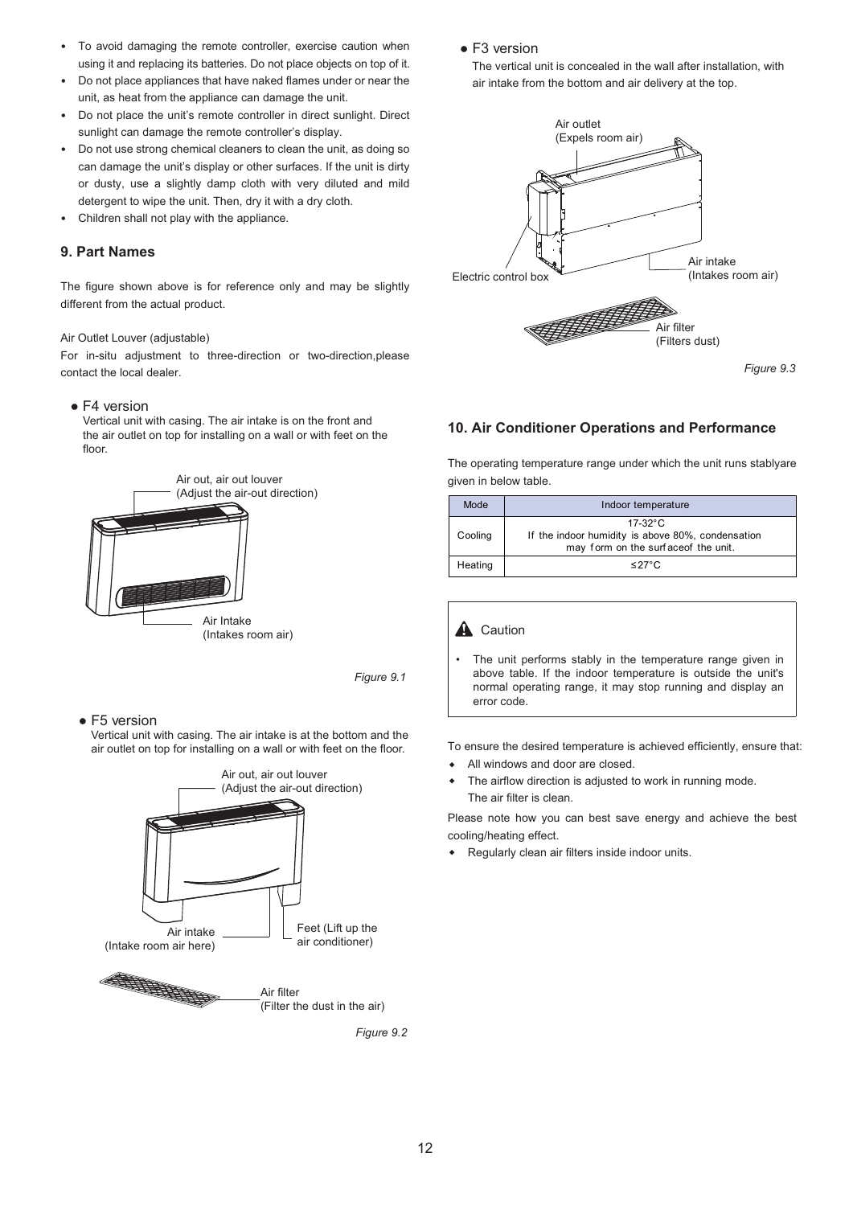- To avoid damaging the remote controller, exercise caution when using it and replacing its batteries. Do not place objects on top of it.
- Do not place appliances that have naked flames under or near the unit, as heat from the appliance can damage the unit.
- Do not place the unit's remote controller in direct sunlight. Direct sunlight can damage the remote controller's display.
- Do not use strong chemical cleaners to clean the unit, as doing so can damage the unit's display or other surfaces. If the unit is dirty or dusty, use a slightly damp cloth with very diluted and mild detergent to wipe the unit. Then, dry it with a dry cloth.
- Children shall not play with the appliance.

## 9. Part Names

The figure shown above is for reference only and may be slightly different from the actual product.

Air Outlet Louver (adjustable)

For in-situ adjustment to three-direction or two-direction,please contact the local dealer.

● F4 version

Vertical unit with casing. The air intake is on the front and the air outlet on top for installing on a wall or with feet on the floor.

Air out, air out louver (Adjust the air-out direction)

Air Intake (Intakes room air)

*Figure 9.1*

● F5 version

Vertical unit with casing. The air intake is at the bottom and the air outlet on top for installing on a wall or with feet on the floor.

Air out, air out louver (Adjust the air-out direction)

Air intake (Intake room air here)

Feet (Lift up the air conditioner)

Air filter (Filter the dust in the air)

*Figure 9.2*

● F3 version

The vertical unit is concealed in the wall after installation, with air intake from the bottom and air delivery at the top.

Air outlet (Expels room air)

Electric control box

Air intake (Intakes room air)

Air filter (Filters dust)

*Figure 9.3*

## 10. Air Conditioner Operations and Performance

The operating temperature range under which the unit runs stablyare given in below table.

| Mode | Indoor temperature |
|---|---|
| Cooling | 17-32°C<br>If the indoor humidity is above 80%, condensation may form on the surfaceof the unit. |
| Heating | ≤27°C |

**Caution**

- The unit performs stably in the temperature range given in above table. If the indoor temperature is outside the unit's normal operating range, it may stop running and display an error code.

To ensure the desired temperature is achieved efficiently, ensure that:

- All windows and door are closed.
- The airflow direction is adjusted to work in running mode.
  The air filter is clean.

Please note how you can best save energy and achieve the best cooling/heating effect.

- Regularly clean air filters inside indoor units.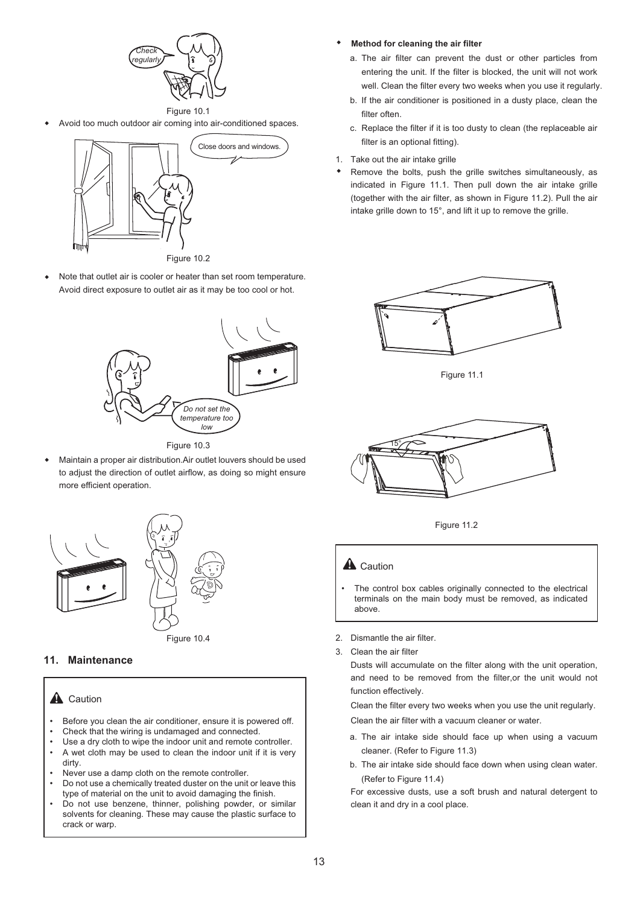Figure 10.1

- Avoid too much outdoor air coming into air-conditioned spaces.

Figure 10.2

- Note that outlet air is cooler or heater than set room temperature. Avoid direct exposure to outlet air as it may be too cool or hot.

Figure 10.3

- Maintain a proper air distribution.Air outlet louvers should be used to adjust the direction of outlet airflow, as doing so might ensure more efficient operation.

Figure 10.4

## 11. Maintenance

> **Caution**
>
> - Before you clean the air conditioner, ensure it is powered off.
> - Check that the wiring is undamaged and connected.
> - Use a dry cloth to wipe the indoor unit and remote controller.
> - A wet cloth may be used to clean the indoor unit if it is very dirty.
> - Never use a damp cloth on the remote controller.
> - Do not use a chemically treated duster on the unit or leave this type of material on the unit to avoid damaging the finish.
> - Do not use benzene, thinner, polishing powder, or similar solvents for cleaning. These may cause the plastic surface to crack or warp.

- **Method for cleaning the air filter**
  - a. The air filter can prevent the dust or other particles from entering the unit. If the filter is blocked, the unit will not work well. Clean the filter every two weeks when you use it regularly.
  - b. If the air conditioner is positioned in a dusty place, clean the filter often.
  - c. Replace the filter if it is too dusty to clean (the replaceable air filter is an optional fitting).

1. Take out the air intake grille

- Remove the bolts, push the grille switches simultaneously, as indicated in Figure 11.1. Then pull down the air intake grille (together with the air filter, as shown in Figure 11.2). Pull the air intake grille down to 15°, and lift it up to remove the grille.

Figure 11.1

Figure 11.2

> **Caution**
>
> - The control box cables originally connected to the electrical terminals on the main body must be removed, as indicated above.

2. Dismantle the air filter.
3. Clean the air filter

   Dusts will accumulate on the filter along with the unit operation, and need to be removed from the filter,or the unit would not function effectively.

   Clean the filter every two weeks when you use the unit regularly.

   Clean the air filter with a vacuum cleaner or water.

   a. The air intake side should face up when using a vacuum cleaner. (Refer to Figure 11.3)

   b. The air intake side should face down when using clean water. (Refer to Figure 11.4)

   For excessive dusts, use a soft brush and natural detergent to clean it and dry in a cool place.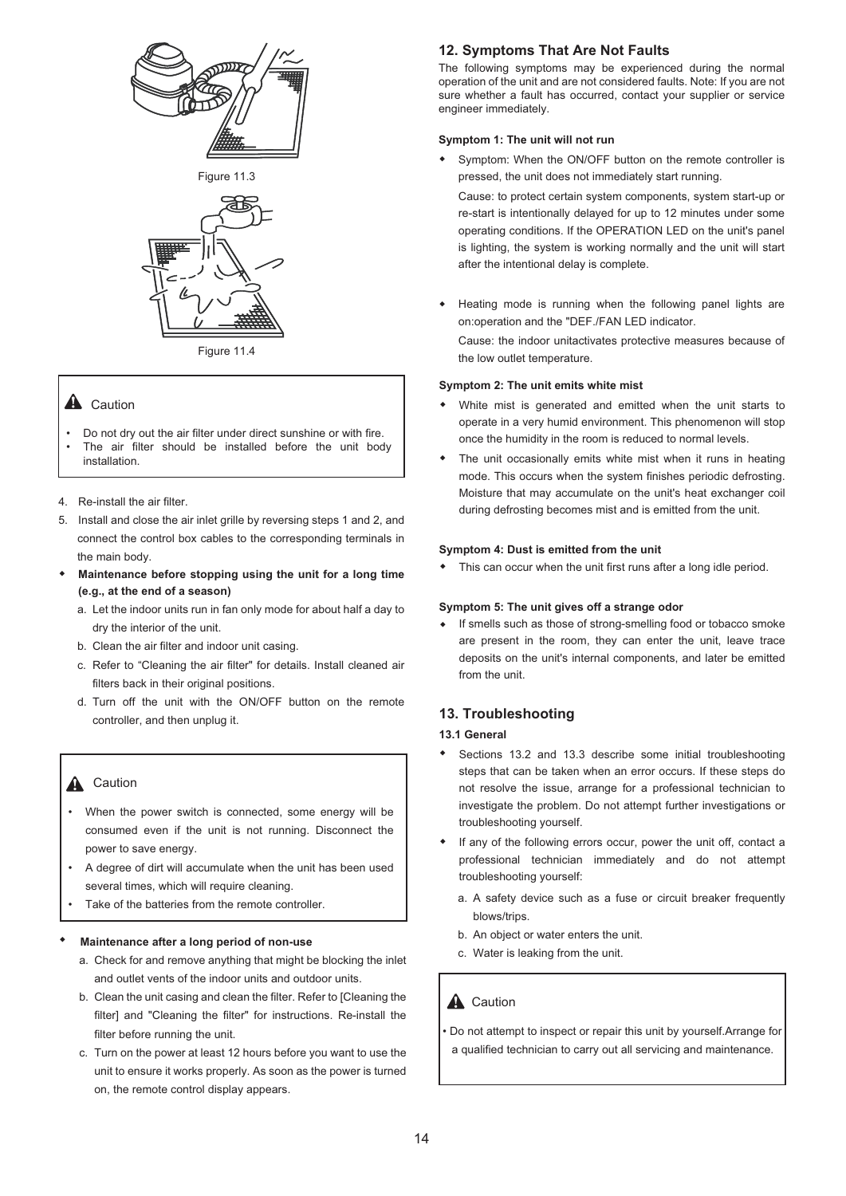Figure 11.3

Figure 11.4

> **Caution**
>
> - Do not dry out the air filter under direct sunshine or with fire.
> - The air filter should be installed before the unit body installation.

4. Re-install the air filter.
5. Install and close the air inlet grille by reversing steps 1 and 2, and connect the control box cables to the corresponding terminals in the main body.

- **Maintenance before stopping using the unit for a long time (e.g., at the end of a season)**
  a. Let the indoor units run in fan only mode for about half a day to dry the interior of the unit.
  b. Clean the air filter and indoor unit casing.
  c. Refer to "Cleaning the air filter" for details. Install cleaned air filters back in their original positions.
  d. Turn off the unit with the ON/OFF button on the remote controller, and then unplug it.

> **Caution**
>
> - When the power switch is connected, some energy will be consumed even if the unit is not running. Disconnect the power to save energy.
> - A degree of dirt will accumulate when the unit has been used several times, which will require cleaning.
> - Take of the batteries from the remote controller.

- **Maintenance after a long period of non-use**
  a. Check for and remove anything that might be blocking the inlet and outlet vents of the indoor units and outdoor units.
  b. Clean the unit casing and clean the filter. Refer to [Cleaning the filter] and "Cleaning the filter" for instructions. Re-install the filter before running the unit.
  c. Turn on the power at least 12 hours before you want to use the unit to ensure it works properly. As soon as the power is turned on, the remote control display appears.

## 12. Symptoms That Are Not Faults

The following symptoms may be experienced during the normal operation of the unit and are not considered faults. Note: If you are not sure whether a fault has occurred, contact your supplier or service engineer immediately.

**Symptom 1: The unit will not run**

- Symptom: When the ON/OFF button on the remote controller is pressed, the unit does not immediately start running.

  Cause: to protect certain system components, system start-up or re-start is intentionally delayed for up to 12 minutes under some operating conditions. If the OPERATION LED on the unit's panel is lighting, the system is working normally and the unit will start after the intentional delay is complete.

- Heating mode is running when the following panel lights are on:operation and the "DEF./FAN LED indicator.

  Cause: the indoor unitactivates protective measures because of the low outlet temperature.

**Symptom 2: The unit emits white mist**

- White mist is generated and emitted when the unit starts to operate in a very humid environment. This phenomenon will stop once the humidity in the room is reduced to normal levels.
- The unit occasionally emits white mist when it runs in heating mode. This occurs when the system finishes periodic defrosting. Moisture that may accumulate on the unit's heat exchanger coil during defrosting becomes mist and is emitted from the unit.

**Symptom 4: Dust is emitted from the unit**

- This can occur when the unit first runs after a long idle period.

**Symptom 5: The unit gives off a strange odor**

- If smells such as those of strong-smelling food or tobacco smoke are present in the room, they can enter the unit, leave trace deposits on the unit's internal components, and later be emitted from the unit.

## 13. Troubleshooting

### 13.1 General

- Sections 13.2 and 13.3 describe some initial troubleshooting steps that can be taken when an error occurs. If these steps do not resolve the issue, arrange for a professional technician to investigate the problem. Do not attempt further investigations or troubleshooting yourself.
- If any of the following errors occur, power the unit off, contact a professional technician immediately and do not attempt troubleshooting yourself:
  a. A safety device such as a fuse or circuit breaker frequently blows/trips.
  b. An object or water enters the unit.
  c. Water is leaking from the unit.

> **Caution**
>
> - Do not attempt to inspect or repair this unit by yourself.Arrange for a qualified technician to carry out all servicing and maintenance.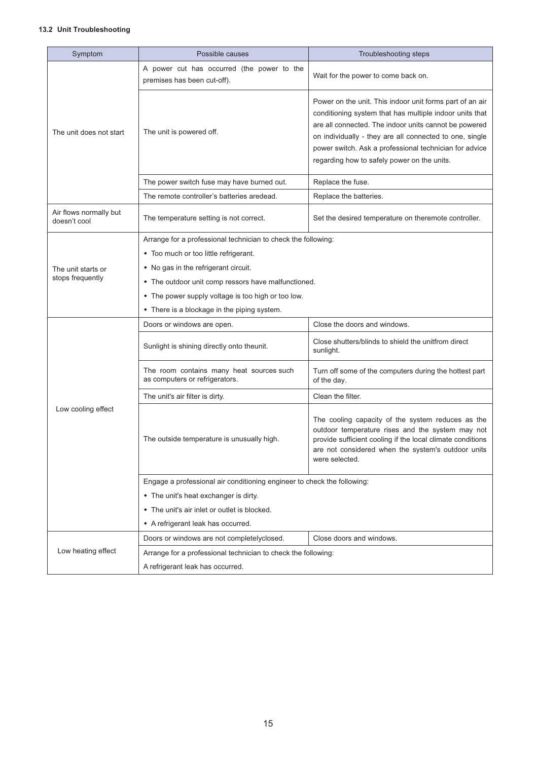### 13.2 Unit Troubleshooting

| Symptom | Possible causes | Troubleshooting steps |
|---|---|---|
| The unit does not start | A power cut has occurred (the power to the premises has been cut-off). | Wait for the power to come back on. |
| | The unit is powered off. | Power on the unit. This indoor unit forms part of an air conditioning system that has multiple indoor units that are all connected. The indoor units cannot be powered on individually - they are all connected to one, single power switch. Ask a professional technician for advice regarding how to safely power on the units. |
| | The power switch fuse may have burned out. | Replace the fuse. |
| | The remote controller's batteries aredead. | Replace the batteries. |
| Air flows normally but doesn't cool | The temperature setting is not correct. | Set the desired temperature on theremote controller. |
| The unit starts or stops frequently | Arrange for a professional technician to check the following:<br>• Too much or too little refrigerant.<br>• No gas in the refrigerant circuit.<br>• The outdoor unit comp ressors have malfunctioned.<br>• The power supply voltage is too high or too low.<br>• There is a blockage in the piping system. | |
| Low cooling effect | Doors or windows are open. | Close the doors and windows. |
| | Sunlight is shining directly onto theunit. | Close shutters/blinds to shield the unitfrom direct sunlight. |
| | The room contains many heat sources such as computers or refrigerators. | Turn off some of the computers during the hottest part of the day. |
| | The unit's air filter is dirty. | Clean the filter. |
| | The outside temperature is unusually high. | The cooling capacity of the system reduces as the outdoor temperature rises and the system may not provide sufficient cooling if the local climate conditions are not considered when the system's outdoor units were selected. |
| | Engage a professional air conditioning engineer to check the following:<br>• The unit's heat exchanger is dirty.<br>• The unit's air inlet or outlet is blocked.<br>• A refrigerant leak has occurred. | |
| Low heating effect | Doors or windows are not completelyclosed. | Close doors and windows. |
| | Arrange for a professional technician to check the following:<br>A refrigerant leak has occurred. | |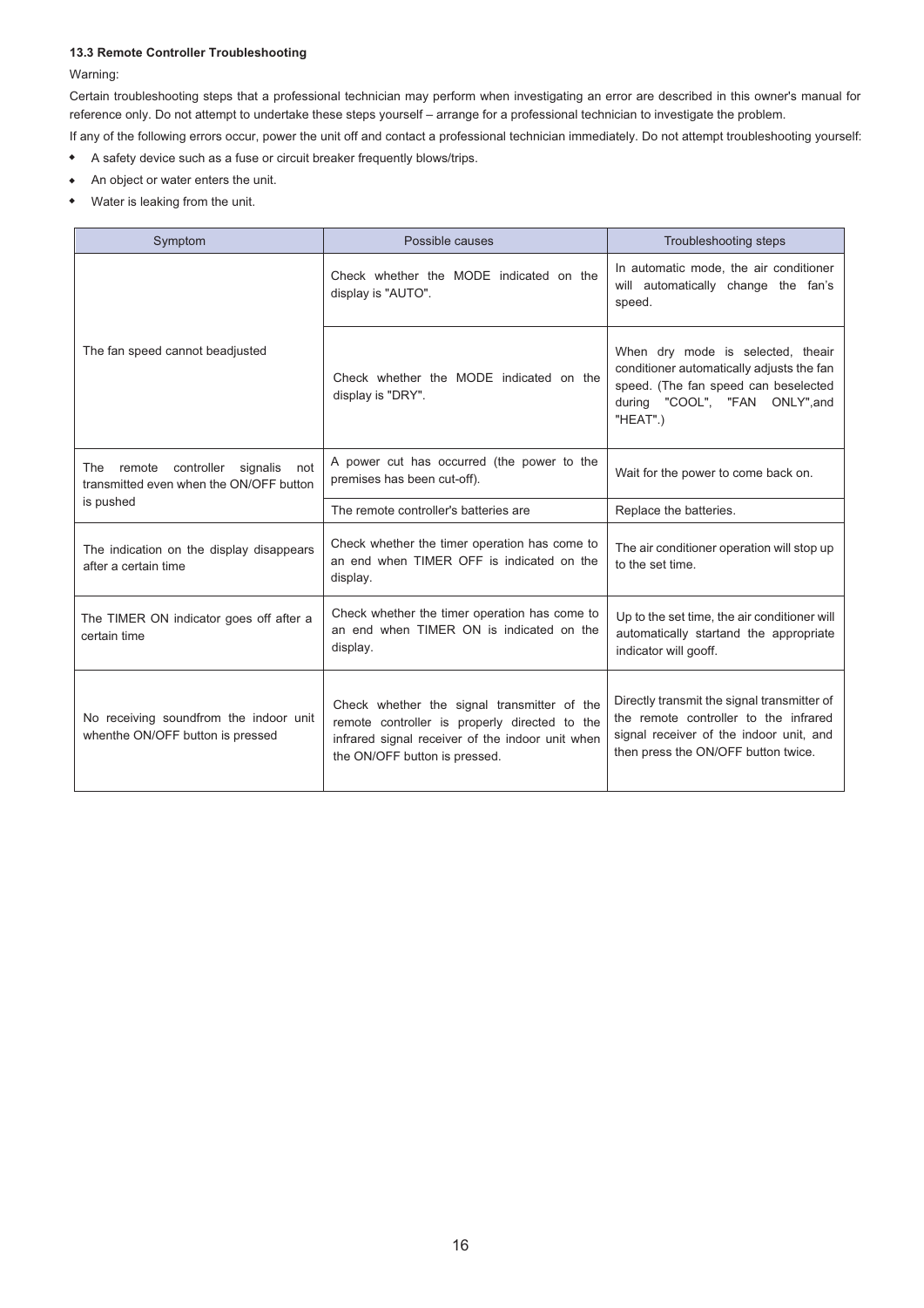**13.3 Remote Controller Troubleshooting**

Warning:

Certain troubleshooting steps that a professional technician may perform when investigating an error are described in this owner's manual for reference only. Do not attempt to undertake these steps yourself – arrange for a professional technician to investigate the problem.

If any of the following errors occur, power the unit off and contact a professional technician immediately. Do not attempt troubleshooting yourself:

- A safety device such as a fuse or circuit breaker frequently blows/trips.
- An object or water enters the unit.
- Water is leaking from the unit.

| Symptom | Possible causes | Troubleshooting steps |
| --- | --- | --- |
| The fan speed cannot beadjusted | Check whether the MODE indicated on the display is "AUTO". | In automatic mode, the air conditioner will automatically change the fan's speed. |
| | Check whether the MODE indicated on the display is "DRY". | When dry mode is selected, theair conditioner automatically adjusts the fan speed. (The fan speed can beselected during "COOL", "FAN ONLY",and "HEAT".) |
| The remote controller signalis not transmitted even when the ON/OFF button is pushed | A power cut has occurred (the power to the premises has been cut-off). | Wait for the power to come back on. |
| | The remote controller's batteries are | Replace the batteries. |
| The indication on the display disappears after a certain time | Check whether the timer operation has come to an end when TIMER OFF is indicated on the display. | The air conditioner operation will stop up to the set time. |
| The TIMER ON indicator goes off after a certain time | Check whether the timer operation has come to an end when TIMER ON is indicated on the display. | Up to the set time, the air conditioner will automatically startand the appropriate indicator will gooff. |
| No receiving soundfrom the indoor unit whenthe ON/OFF button is pressed | Check whether the signal transmitter of the remote controller is properly directed to the infrared signal receiver of the indoor unit when the ON/OFF button is pressed. | Directly transmit the signal transmitter of the remote controller to the infrared signal receiver of the indoor unit, and then press the ON/OFF button twice. |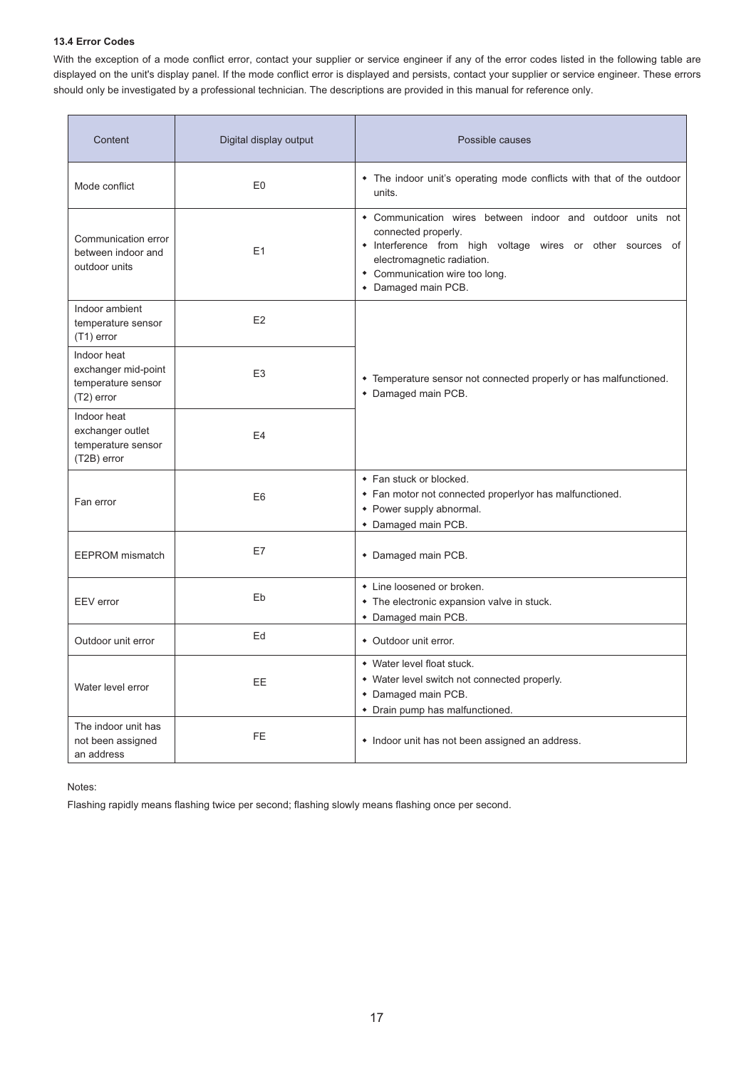**13.4 Error Codes**

With the exception of a mode conflict error, contact your supplier or service engineer if any of the error codes listed in the following table are displayed on the unit's display panel. If the mode conflict error is displayed and persists, contact your supplier or service engineer. These errors should only be investigated by a professional technician. The descriptions are provided in this manual for reference only.

| Content | Digital display output | Possible causes |
|---|---|---|
| Mode conflict | E0 | • The indoor unit's operating mode conflicts with that of the outdoor units. |
| Communication error between indoor and outdoor units | E1 | • Communication wires between indoor and outdoor units not connected properly.<br>• Interference from high voltage wires or other sources of electromagnetic radiation.<br>• Communication wire too long.<br>• Damaged main PCB. |
| Indoor ambient temperature sensor (T1) error | E2 | • Temperature sensor not connected properly or has malfunctioned.<br>• Damaged main PCB. |
| Indoor heat exchanger mid-point temperature sensor (T2) error | E3 | |
| Indoor heat exchanger outlet temperature sensor (T2B) error | E4 | |
| Fan error | E6 | • Fan stuck or blocked.<br>• Fan motor not connected properlyor has malfunctioned.<br>• Power supply abnormal.<br>• Damaged main PCB. |
| EEPROM mismatch | E7 | • Damaged main PCB. |
| EEV error | Eb | • Line loosened or broken.<br>• The electronic expansion valve in stuck.<br>• Damaged main PCB. |
| Outdoor unit error | Ed | • Outdoor unit error. |
| Water level error | EE | • Water level float stuck.<br>• Water level switch not connected properly.<br>• Damaged main PCB.<br>• Drain pump has malfunctioned. |
| The indoor unit has not been assigned an address | FE | • Indoor unit has not been assigned an address. |

Notes:

Flashing rapidly means flashing twice per second; flashing slowly means flashing once per second.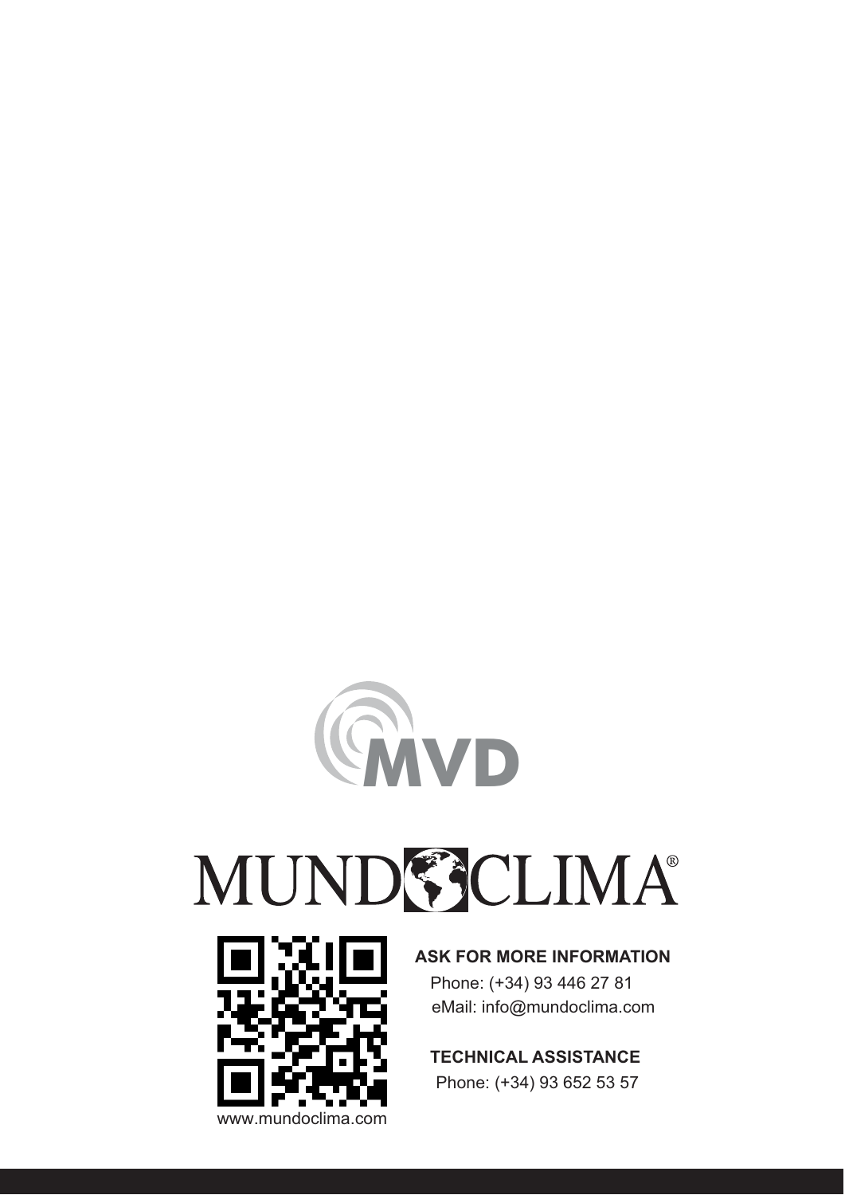MVD

MUNDOCLIMA®

www.mundoclima.com

**ASK FOR MORE INFORMATION**

Phone: (+34) 93 446 27 81

eMail: info@mundoclima.com

**TECHNICAL ASSISTANCE**

Phone: (+34) 93 652 53 57